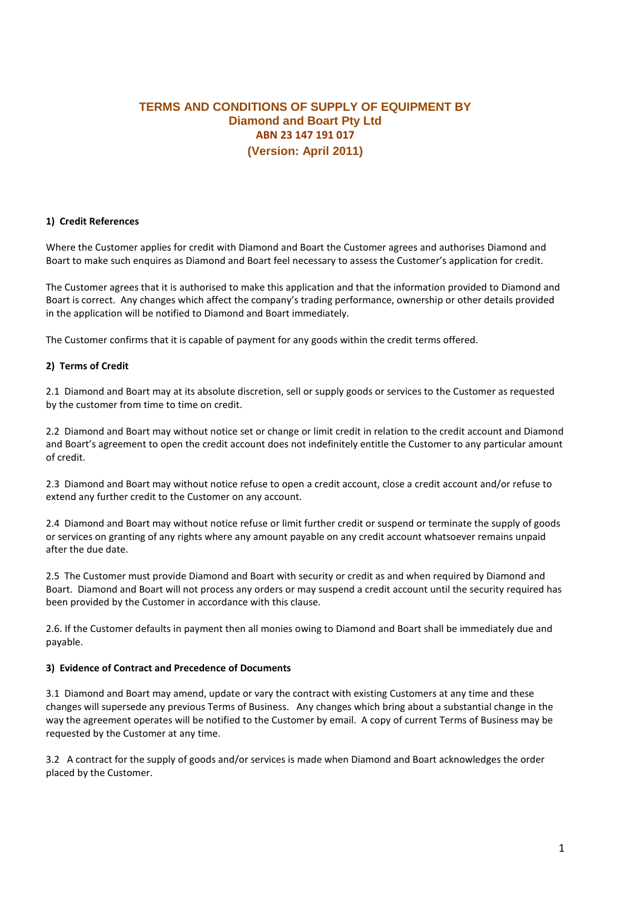# TERMS AND CONDITIONS OF SUPPLY OF EQUIPMENT BY
## Diamond and Boart Pty Ltd
### ABN 23 147 191 017
### (Version: April 2011)

**1) Credit References**

Where the Customer applies for credit with Diamond and Boart the Customer agrees and authorises Diamond and Boart to make such enquires as Diamond and Boart feel necessary to assess the Customer's application for credit.

The Customer agrees that it is authorised to make this application and that the information provided to Diamond and Boart is correct. Any changes which affect the company's trading performance, ownership or other details provided in the application will be notified to Diamond and Boart immediately.

The Customer confirms that it is capable of payment for any goods within the credit terms offered.

**2) Terms of Credit**

2.1 Diamond and Boart may at its absolute discretion, sell or supply goods or services to the Customer as requested by the customer from time to time on credit.

2.2 Diamond and Boart may without notice set or change or limit credit in relation to the credit account and Diamond and Boart's agreement to open the credit account does not indefinitely entitle the Customer to any particular amount of credit.

2.3 Diamond and Boart may without notice refuse to open a credit account, close a credit account and/or refuse to extend any further credit to the Customer on any account.

2.4 Diamond and Boart may without notice refuse or limit further credit or suspend or terminate the supply of goods or services on granting of any rights where any amount payable on any credit account whatsoever remains unpaid after the due date.

2.5 The Customer must provide Diamond and Boart with security or credit as and when required by Diamond and Boart. Diamond and Boart will not process any orders or may suspend a credit account until the security required has been provided by the Customer in accordance with this clause.

2.6. If the Customer defaults in payment then all monies owing to Diamond and Boart shall be immediately due and payable.

**3) Evidence of Contract and Precedence of Documents**

3.1 Diamond and Boart may amend, update or vary the contract with existing Customers at any time and these changes will supersede any previous Terms of Business. Any changes which bring about a substantial change in the way the agreement operates will be notified to the Customer by email. A copy of current Terms of Business may be requested by the Customer at any time.

3.2 A contract for the supply of goods and/or services is made when Diamond and Boart acknowledges the order placed by the Customer.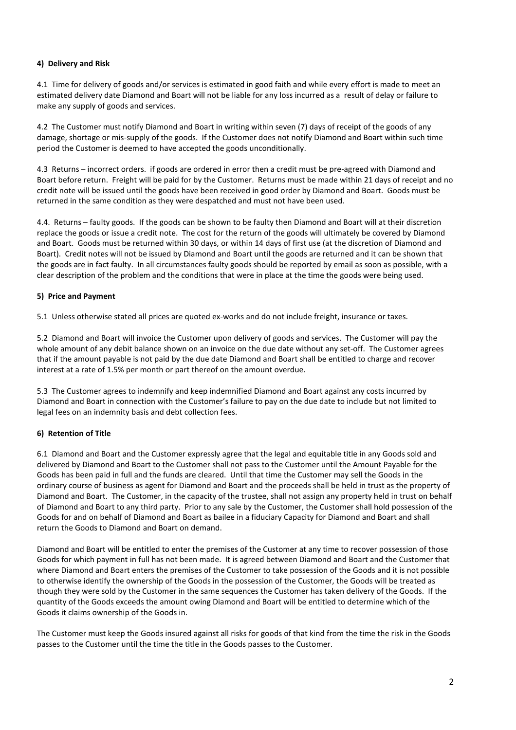**4) Delivery and Risk**

4.1 Time for delivery of goods and/or services is estimated in good faith and while every effort is made to meet an estimated delivery date Diamond and Boart will not be liable for any loss incurred as a result of delay or failure to make any supply of goods and services.

4.2 The Customer must notify Diamond and Boart in writing within seven (7) days of receipt of the goods of any damage, shortage or mis-supply of the goods. If the Customer does not notify Diamond and Boart within such time period the Customer is deemed to have accepted the goods unconditionally.

4.3 Returns – incorrect orders. if goods are ordered in error then a credit must be pre-agreed with Diamond and Boart before return. Freight will be paid for by the Customer. Returns must be made within 21 days of receipt and no credit note will be issued until the goods have been received in good order by Diamond and Boart. Goods must be returned in the same condition as they were despatched and must not have been used.

4.4. Returns – faulty goods. If the goods can be shown to be faulty then Diamond and Boart will at their discretion replace the goods or issue a credit note. The cost for the return of the goods will ultimately be covered by Diamond and Boart. Goods must be returned within 30 days, or within 14 days of first use (at the discretion of Diamond and Boart). Credit notes will not be issued by Diamond and Boart until the goods are returned and it can be shown that the goods are in fact faulty. In all circumstances faulty goods should be reported by email as soon as possible, with a clear description of the problem and the conditions that were in place at the time the goods were being used.

**5) Price and Payment**

5.1 Unless otherwise stated all prices are quoted ex-works and do not include freight, insurance or taxes.

5.2 Diamond and Boart will invoice the Customer upon delivery of goods and services. The Customer will pay the whole amount of any debit balance shown on an invoice on the due date without any set-off. The Customer agrees that if the amount payable is not paid by the due date Diamond and Boart shall be entitled to charge and recover interest at a rate of 1.5% per month or part thereof on the amount overdue.

5.3 The Customer agrees to indemnify and keep indemnified Diamond and Boart against any costs incurred by Diamond and Boart in connection with the Customer's failure to pay on the due date to include but not limited to legal fees on an indemnity basis and debt collection fees.

**6) Retention of Title**

6.1 Diamond and Boart and the Customer expressly agree that the legal and equitable title in any Goods sold and delivered by Diamond and Boart to the Customer shall not pass to the Customer until the Amount Payable for the Goods has been paid in full and the funds are cleared. Until that time the Customer may sell the Goods in the ordinary course of business as agent for Diamond and Boart and the proceeds shall be held in trust as the property of Diamond and Boart. The Customer, in the capacity of the trustee, shall not assign any property held in trust on behalf of Diamond and Boart to any third party. Prior to any sale by the Customer, the Customer shall hold possession of the Goods for and on behalf of Diamond and Boart as bailee in a fiduciary Capacity for Diamond and Boart and shall return the Goods to Diamond and Boart on demand.

Diamond and Boart will be entitled to enter the premises of the Customer at any time to recover possession of those Goods for which payment in full has not been made. It is agreed between Diamond and Boart and the Customer that where Diamond and Boart enters the premises of the Customer to take possession of the Goods and it is not possible to otherwise identify the ownership of the Goods in the possession of the Customer, the Goods will be treated as though they were sold by the Customer in the same sequences the Customer has taken delivery of the Goods. If the quantity of the Goods exceeds the amount owing Diamond and Boart will be entitled to determine which of the Goods it claims ownership of the Goods in.

The Customer must keep the Goods insured against all risks for goods of that kind from the time the risk in the Goods passes to the Customer until the time the title in the Goods passes to the Customer.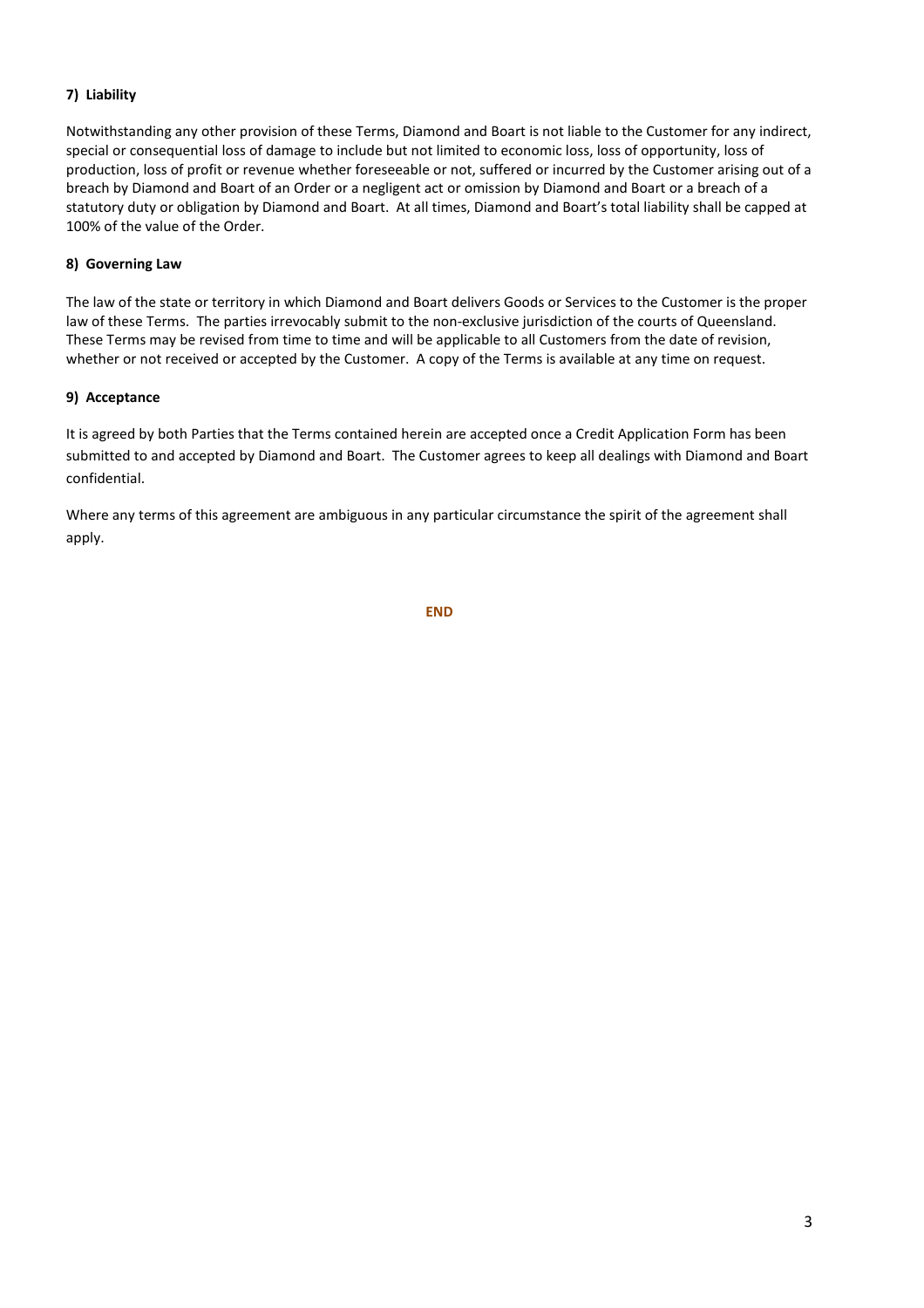**7) Liability**

Notwithstanding any other provision of these Terms, Diamond and Boart is not liable to the Customer for any indirect, special or consequential loss of damage to include but not limited to economic loss, loss of opportunity, loss of production, loss of profit or revenue whether foreseeable or not, suffered or incurred by the Customer arising out of a breach by Diamond and Boart of an Order or a negligent act or omission by Diamond and Boart or a breach of a statutory duty or obligation by Diamond and Boart. At all times, Diamond and Boart's total liability shall be capped at 100% of the value of the Order.

**8) Governing Law**

The law of the state or territory in which Diamond and Boart delivers Goods or Services to the Customer is the proper law of these Terms. The parties irrevocably submit to the non-exclusive jurisdiction of the courts of Queensland. These Terms may be revised from time to time and will be applicable to all Customers from the date of revision, whether or not received or accepted by the Customer. A copy of the Terms is available at any time on request.

**9) Acceptance**

It is agreed by both Parties that the Terms contained herein are accepted once a Credit Application Form has been submitted to and accepted by Diamond and Boart. The Customer agrees to keep all dealings with Diamond and Boart confidential.

Where any terms of this agreement are ambiguous in any particular circumstance the spirit of the agreement shall apply.

**END**